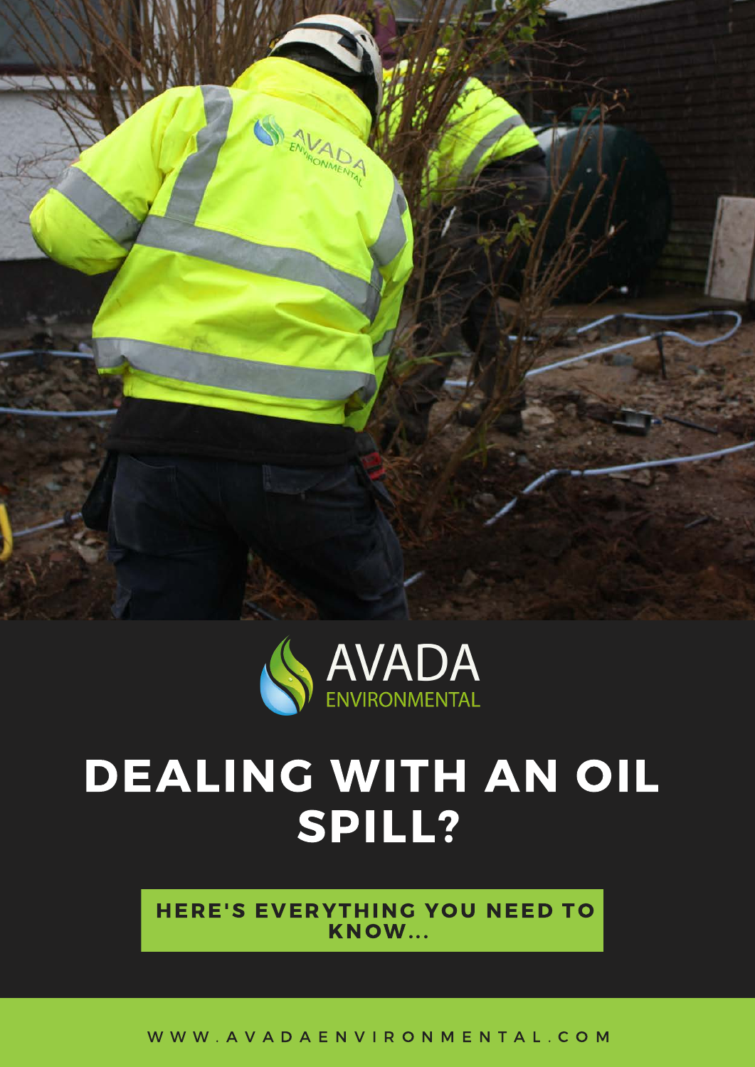AVADA ENVIRONMENTAL

# DEALING WITH AN OIL SPILL?

**HERE'S EVERYTHING YOU NEED TO KNOW...**

WWW.AVADAENVIRONMENTAL.COM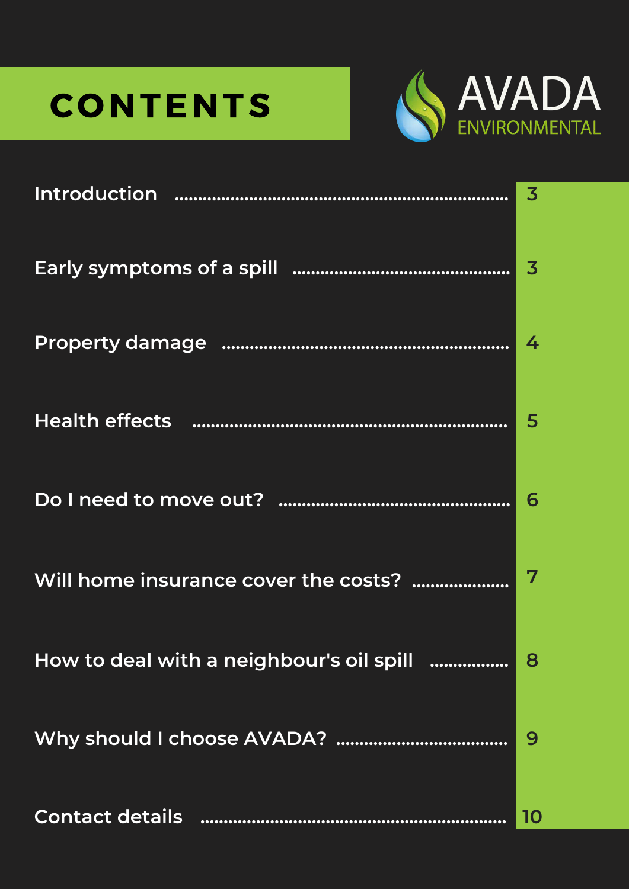# CONTENTS

AVADA ENVIRONMENTAL

| Section | Page |
|---|---|
| Introduction | 3 |
| Early symptoms of a spill | 3 |
| Property damage | 4 |
| Health effects | 5 |
| Do I need to move out? | 6 |
| Will home insurance cover the costs? | 7 |
| How to deal with a neighbour's oil spill | 8 |
| Why should I choose AVADA? | 9 |
| Contact details | 10 |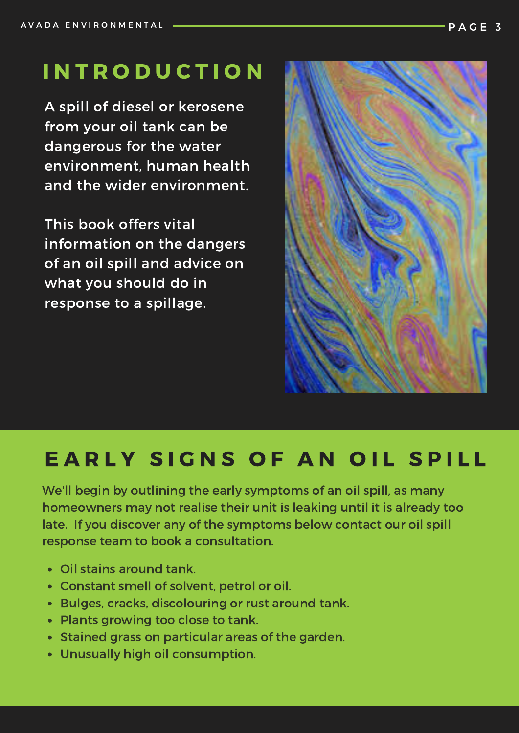# INTRODUCTION

A spill of diesel or kerosene from your oil tank can be dangerous for the water environment, human health and the wider environment.

This book offers vital information on the dangers of an oil spill and advice on what you should do in response to a spillage.

# EARLY SIGNS OF AN OIL SPILL

We'll begin by outlining the early symptoms of an oil spill, as many homeowners may not realise their unit is leaking until it is already too late. If you discover any of the symptoms below contact our oil spill response team to book a consultation.

- Oil stains around tank.
- Constant smell of solvent, petrol or oil.
- Bulges, cracks, discolouring or rust around tank.
- Plants growing too close to tank.
- Stained grass on particular areas of the garden.
- Unusually high oil consumption.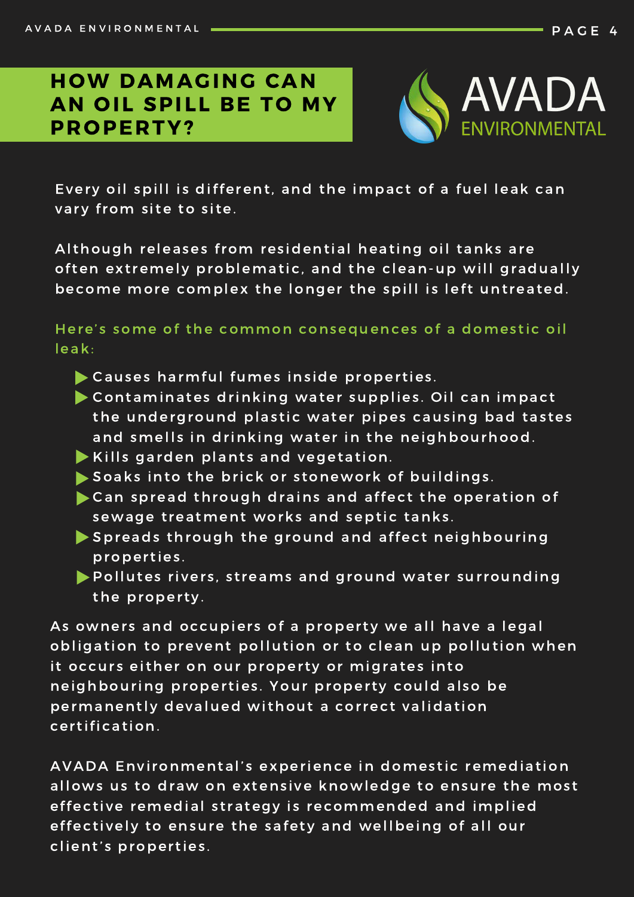## HOW DAMAGING CAN AN OIL SPILL BE TO MY PROPERTY?

Every oil spill is different, and the impact of a fuel leak can vary from site to site.

Although releases from residential heating oil tanks are often extremely problematic, and the clean-up will gradually become more complex the longer the spill is left untreated.

Here's some of the common consequences of a domestic oil leak:

- Causes harmful fumes inside properties.
- Contaminates drinking water supplies. Oil can impact the underground plastic water pipes causing bad tastes and smells in drinking water in the neighbourhood.
- Kills garden plants and vegetation.
- Soaks into the brick or stonework of buildings.
- Can spread through drains and affect the operation of sewage treatment works and septic tanks.
- Spreads through the ground and affect neighbouring properties.
- Pollutes rivers, streams and ground water surrounding the property.

As owners and occupiers of a property we all have a legal obligation to prevent pollution or to clean up pollution when it occurs either on our property or migrates into neighbouring properties. Your property could also be permanently devalued without a correct validation certification.

AVADA Environmental's experience in domestic remediation allows us to draw on extensive knowledge to ensure the most effective remedial strategy is recommended and implied effectively to ensure the safety and wellbeing of all our client's properties.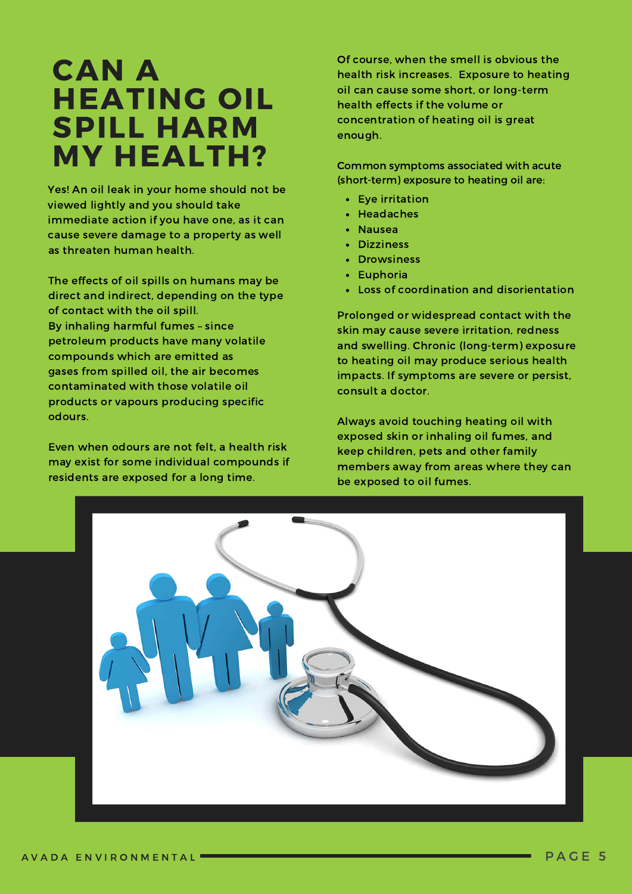# CAN A HEATING OIL SPILL HARM MY HEALTH?

Yes! An oil leak in your home should not be viewed lightly and you should take immediate action if you have one, as it can cause severe damage to a property as well as threaten human health.

The effects of oil spills on humans may be direct and indirect, depending on the type of contact with the oil spill.
By inhaling harmful fumes – since petroleum products have many volatile compounds which are emitted as gases from spilled oil, the air becomes contaminated with those volatile oil products or vapours producing specific odours.

Even when odours are not felt, a health risk may exist for some individual compounds if residents are exposed for a long time.

Of course, when the smell is obvious the health risk increases. Exposure to heating oil can cause some short, or long-term health effects if the volume or concentration of heating oil is great enough.

Common symptoms associated with acute (short-term) exposure to heating oil are:

- Eye irritation
- Headaches
- Nausea
- Dizziness
- Drowsiness
- Euphoria
- Loss of coordination and disorientation

Prolonged or widespread contact with the skin may cause severe irritation, redness and swelling. Chronic (long-term) exposure to heating oil may produce serious health impacts. If symptoms are severe or persist, consult a doctor.

Always avoid touching heating oil with exposed skin or inhaling oil fumes, and keep children, pets and other family members away from areas where they can be exposed to oil fumes.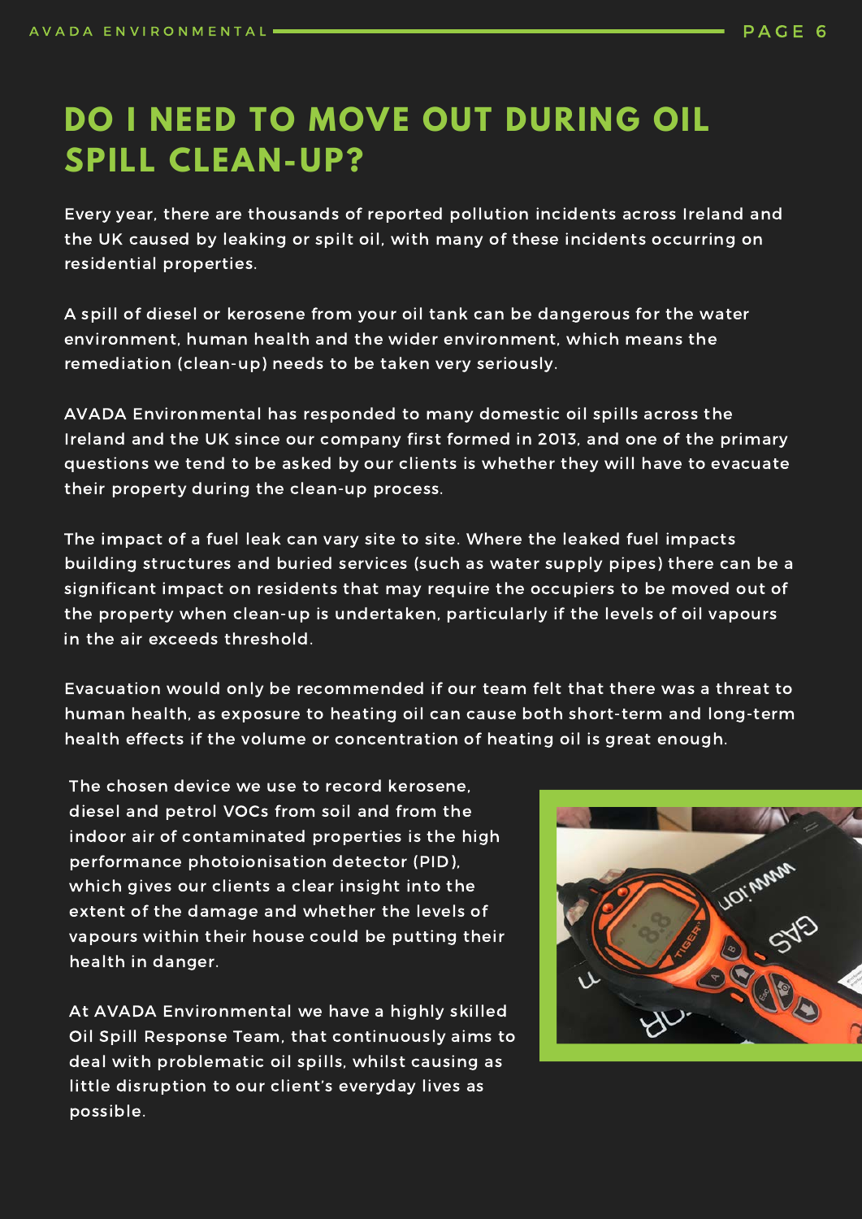# DO I NEED TO MOVE OUT DURING OIL SPILL CLEAN-UP?

Every year, there are thousands of reported pollution incidents across Ireland and the UK caused by leaking or spilt oil, with many of these incidents occurring on residential properties.

A spill of diesel or kerosene from your oil tank can be dangerous for the water environment, human health and the wider environment, which means the remediation (clean-up) needs to be taken very seriously.

AVADA Environmental has responded to many domestic oil spills across the Ireland and the UK since our company first formed in 2013, and one of the primary questions we tend to be asked by our clients is whether they will have to evacuate their property during the clean-up process.

The impact of a fuel leak can vary site to site. Where the leaked fuel impacts building structures and buried services (such as water supply pipes) there can be a significant impact on residents that may require the occupiers to be moved out of the property when clean-up is undertaken, particularly if the levels of oil vapours in the air exceeds threshold.

Evacuation would only be recommended if our team felt that there was a threat to human health, as exposure to heating oil can cause both short-term and long-term health effects if the volume or concentration of heating oil is great enough.

The chosen device we use to record kerosene, diesel and petrol VOCs from soil and from the indoor air of contaminated properties is the high performance photoionisation detector (PID), which gives our clients a clear insight into the extent of the damage and whether the levels of vapours within their house could be putting their health in danger.

At AVADA Environmental we have a highly skilled Oil Spill Response Team, that continuously aims to deal with problematic oil spills, whilst causing as little disruption to our client's everyday lives as possible.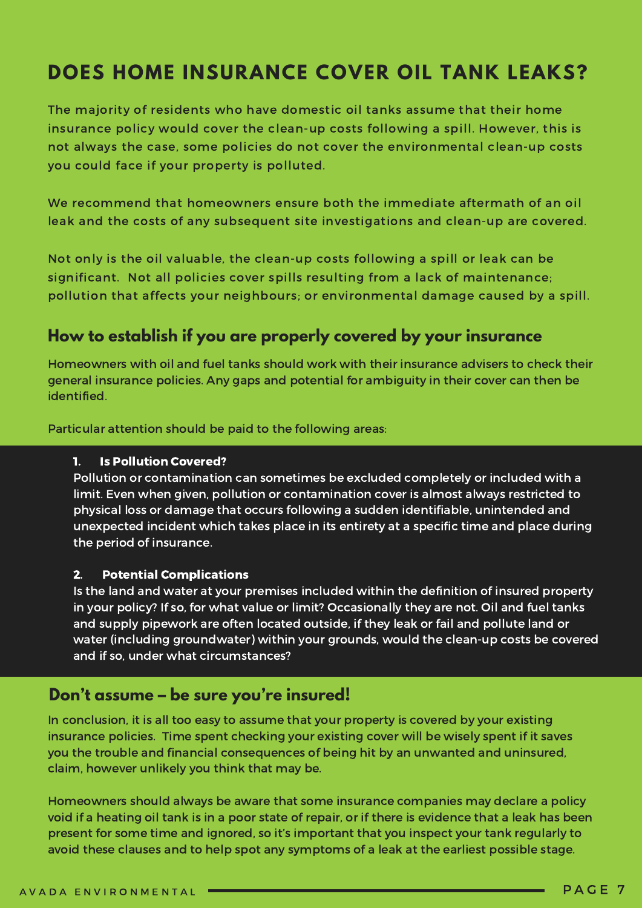# DOES HOME INSURANCE COVER OIL TANK LEAKS?

The majority of residents who have domestic oil tanks assume that their home insurance policy would cover the clean-up costs following a spill. However, this is not always the case, some policies do not cover the environmental clean-up costs you could face if your property is polluted.

We recommend that homeowners ensure both the immediate aftermath of an oil leak and the costs of any subsequent site investigations and clean-up are covered.

Not only is the oil valuable, the clean-up costs following a spill or leak can be significant.  Not all policies cover spills resulting from a lack of maintenance; pollution that affects your neighbours; or environmental damage caused by a spill.

## How to establish if you are properly covered by your insurance

Homeowners with oil and fuel tanks should work with their insurance advisers to check their general insurance policies. Any gaps and potential for ambiguity in their cover can then be identified.

Particular attention should be paid to the following areas:

1. **Is Pollution Covered?**
   Pollution or contamination can sometimes be excluded completely or included with a limit. Even when given, pollution or contamination cover is almost always restricted to physical loss or damage that occurs following a sudden identifiable, unintended and unexpected incident which takes place in its entirety at a specific time and place during the period of insurance.

2. **Potential Complications**
   Is the land and water at your premises included within the definition of insured property in your policy? If so, for what value or limit? Occasionally they are not. Oil and fuel tanks and supply pipework are often located outside, if they leak or fail and pollute land or water (including groundwater) within your grounds, would the clean-up costs be covered and if so, under what circumstances?

## Don't assume – be sure you're insured!

In conclusion, it is all too easy to assume that your property is covered by your existing insurance policies.  Time spent checking your existing cover will be wisely spent if it saves you the trouble and financial consequences of being hit by an unwanted and uninsured, claim, however unlikely you think that may be.

Homeowners should always be aware that some insurance companies may declare a policy void if a heating oil tank is in a poor state of repair, or if there is evidence that a leak has been present for some time and ignored, so it's important that you inspect your tank regularly to avoid these clauses and to help spot any symptoms of a leak at the earliest possible stage.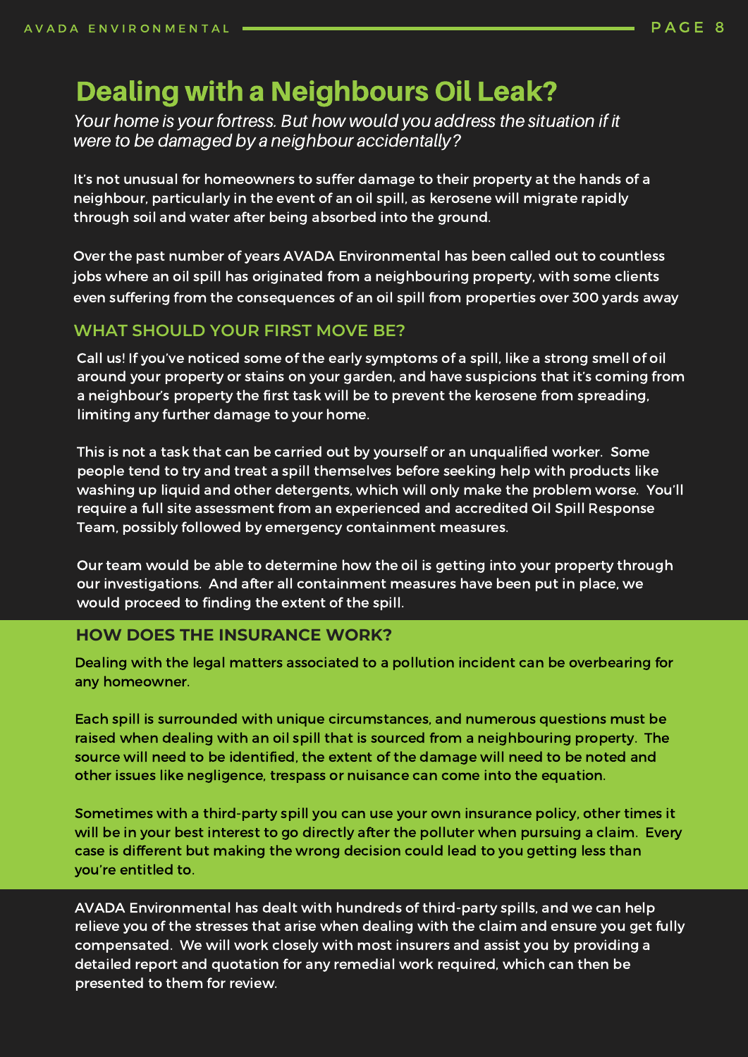# Dealing with a Neighbours Oil Leak?

*Your home is your fortress. But how would you address the situation if it were to be damaged by a neighbour accidentally?*

It's not unusual for homeowners to suffer damage to their property at the hands of a neighbour, particularly in the event of an oil spill, as kerosene will migrate rapidly through soil and water after being absorbed into the ground.

Over the past number of years AVADA Environmental has been called out to countless jobs where an oil spill has originated from a neighbouring property, with some clients even suffering from the consequences of an oil spill from properties over 300 yards away

## WHAT SHOULD YOUR FIRST MOVE BE?

Call us! If you've noticed some of the early symptoms of a spill, like a strong smell of oil around your property or stains on your garden, and have suspicions that it's coming from a neighbour's property the first task will be to prevent the kerosene from spreading, limiting any further damage to your home.

This is not a task that can be carried out by yourself or an unqualified worker. Some people tend to try and treat a spill themselves before seeking help with products like washing up liquid and other detergents, which will only make the problem worse. You'll require a full site assessment from an experienced and accredited Oil Spill Response Team, possibly followed by emergency containment measures.

Our team would be able to determine how the oil is getting into your property through our investigations. And after all containment measures have been put in place, we would proceed to finding the extent of the spill.

## HOW DOES THE INSURANCE WORK?

Dealing with the legal matters associated to a pollution incident can be overbearing for any homeowner.

Each spill is surrounded with unique circumstances, and numerous questions must be raised when dealing with an oil spill that is sourced from a neighbouring property. The source will need to be identified, the extent of the damage will need to be noted and other issues like negligence, trespass or nuisance can come into the equation.

Sometimes with a third-party spill you can use your own insurance policy, other times it will be in your best interest to go directly after the polluter when pursuing a claim. Every case is different but making the wrong decision could lead to you getting less than you're entitled to.

AVADA Environmental has dealt with hundreds of third-party spills, and we can help relieve you of the stresses that arise when dealing with the claim and ensure you get fully compensated. We will work closely with most insurers and assist you by providing a detailed report and quotation for any remedial work required, which can then be presented to them for review.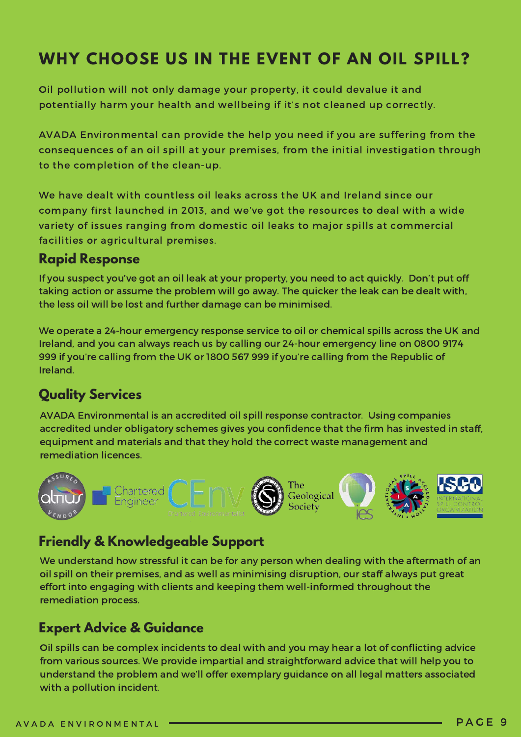# WHY CHOOSE US IN THE EVENT OF AN OIL SPILL?

Oil pollution will not only damage your property, it could devalue it and potentially harm your health and wellbeing if it's not cleaned up correctly.

AVADA Environmental can provide the help you need if you are suffering from the consequences of an oil spill at your premises, from the initial investigation through to the completion of the clean-up.

We have dealt with countless oil leaks across the UK and Ireland since our company first launched in 2013, and we've got the resources to deal with a wide variety of issues ranging from domestic oil leaks to major spills at commercial facilities or agricultural premises.

## Rapid Response

If you suspect you've got an oil leak at your property, you need to act quickly. Don't put off taking action or assume the problem will go away. The quicker the leak can be dealt with, the less oil will be lost and further damage can be minimised.

We operate a 24-hour emergency response service to oil or chemical spills across the UK and Ireland, and you can always reach us by calling our 24-hour emergency line on 0800 9174 999 if you're calling from the UK or 1800 567 999 if you're calling from the Republic of Ireland.

## Quality Services

AVADA Environmental is an accredited oil spill response contractor. Using companies accredited under obligatory schemes gives you confidence that the firm has invested in staff, equipment and materials and that they hold the correct waste management and remediation licences.

## Friendly & Knowledgeable Support

We understand how stressful it can be for any person when dealing with the aftermath of an oil spill on their premises, and as well as minimising disruption, our staff always put great effort into engaging with clients and keeping them well-informed throughout the remediation process.

## Expert Advice & Guidance

Oil spills can be complex incidents to deal with and you may hear a lot of conflicting advice from various sources. We provide impartial and straightforward advice that will help you to understand the problem and we'll offer exemplary guidance on all legal matters associated with a pollution incident.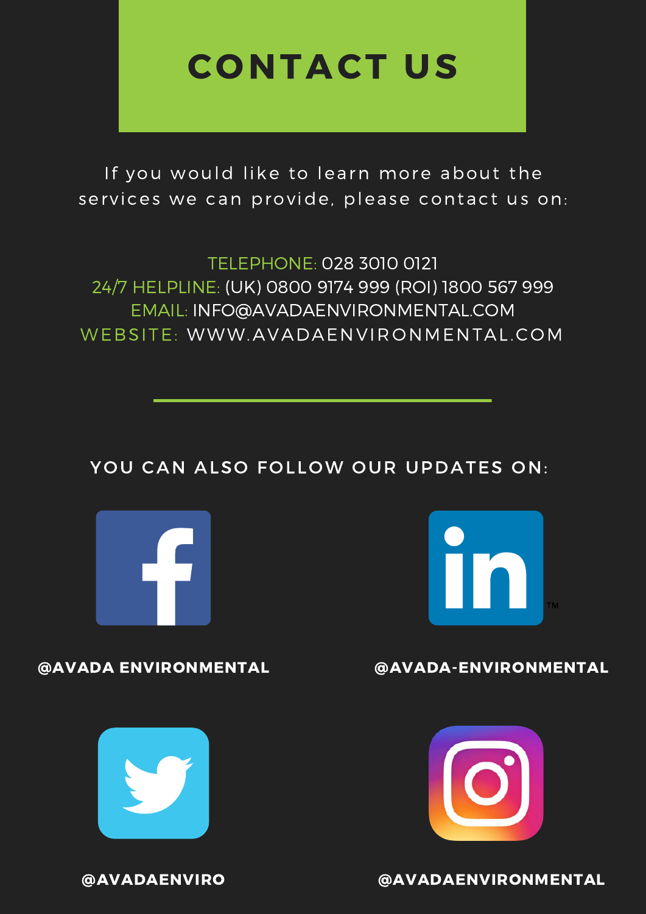# CONTACT US

If you would like to learn more about the services we can provide, please contact us on:

TELEPHONE: 028 3010 0121
24/7 HELPLINE: (UK) 0800 9174 999 (ROI) 1800 567 999
EMAIL: INFO@AVADAENVIRONMENTAL.COM
WEBSITE: WWW.AVADAENVIRONMENTAL.COM

---

## YOU CAN ALSO FOLLOW OUR UPDATES ON:

**@AVADA ENVIRONMENTAL**

**@AVADA-ENVIRONMENTAL**

**@AVADAENVIRO**

**@AVADAENVIRONMENTAL**